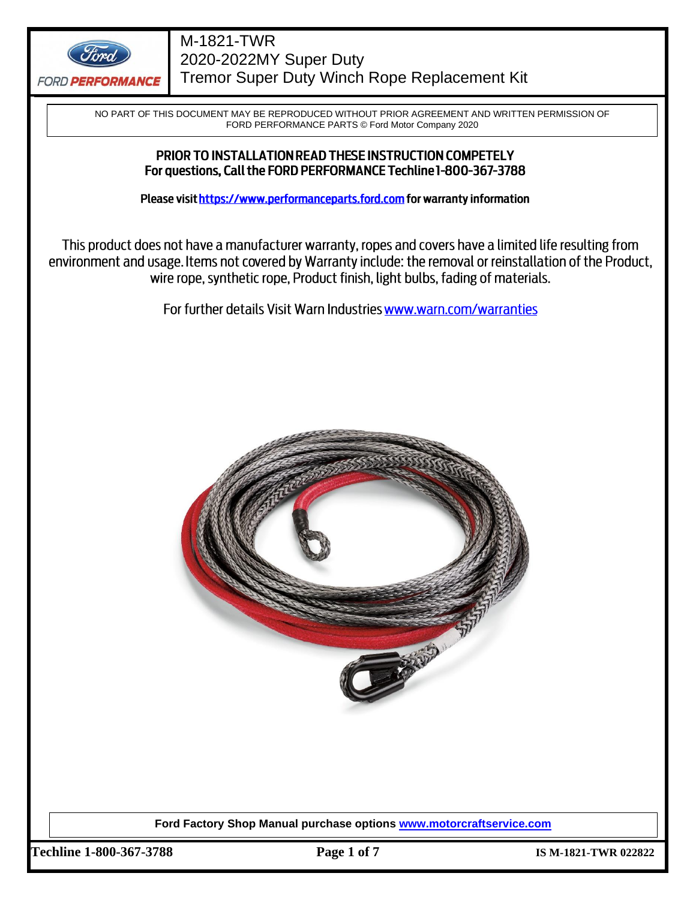# M-1821-TWR
## 2020-2022MY Super Duty
## Tremor Super Duty Winch Rope Replacement Kit

NO PART OF THIS DOCUMENT MAY BE REPRODUCED WITHOUT PRIOR AGREEMENT AND WRITTEN PERMISSION OF FORD PERFORMANCE PARTS © Ford Motor Company 2020

**PRIOR TO INSTALLATION READ THESE INSTRUCTION COMPETELY**
**For questions, Call the FORD PERFORMANCE Techline 1-800-367-3788**

**Please visit https://www.performanceparts.ford.com for warranty information**

This product does not have a manufacturer warranty, ropes and covers have a limited life resulting from environment and usage. Items not covered by Warranty include: the removal or reinstallation of the Product, wire rope, synthetic rope, Product finish, light bulbs, fading of materials.

For further details Visit Warn Industries www.warn.com/warranties

**Ford Factory Shop Manual purchase options www.motorcraftservice.com**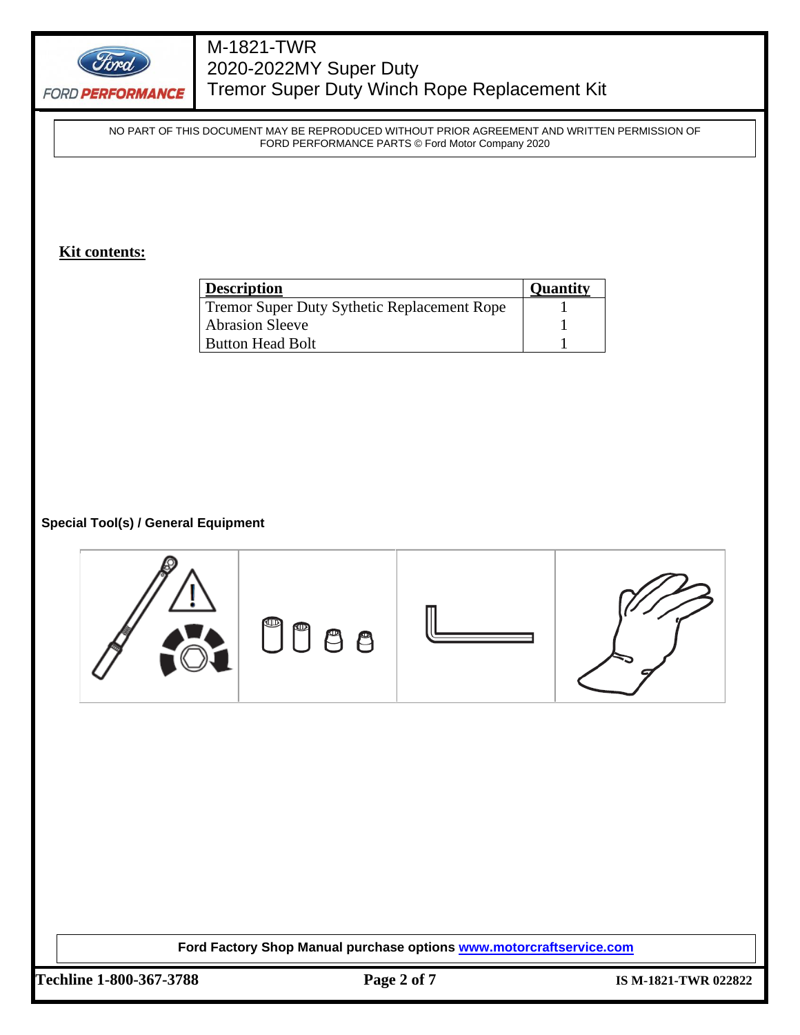NO PART OF THIS DOCUMENT MAY BE REPRODUCED WITHOUT PRIOR AGREEMENT AND WRITTEN PERMISSION OF FORD PERFORMANCE PARTS © Ford Motor Company 2020

## Kit contents:

| Description | Quantity |
| --- | --- |
| Tremor Super Duty Sythetic Replacement Rope | 1 |
| Abrasion Sleeve | 1 |
| Button Head Bolt | 1 |

### Special Tool(s) / General Equipment

**Ford Factory Shop Manual purchase options [www.motorcraftservice.com](http://www.motorcraftservice.com)**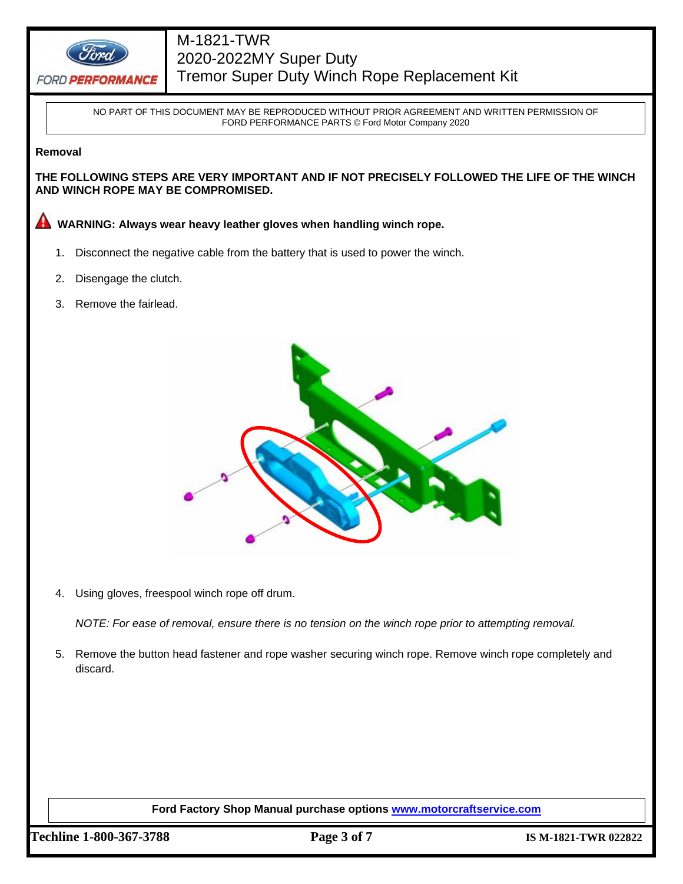NO PART OF THIS DOCUMENT MAY BE REPRODUCED WITHOUT PRIOR AGREEMENT AND WRITTEN PERMISSION OF FORD PERFORMANCE PARTS © Ford Motor Company 2020

**Removal**

**THE FOLLOWING STEPS ARE VERY IMPORTANT AND IF NOT PRECISELY FOLLOWED THE LIFE OF THE WINCH AND WINCH ROPE MAY BE COMPROMISED.**

**WARNING: Always wear heavy leather gloves when handling winch rope.**

1. Disconnect the negative cable from the battery that is used to power the winch.
2. Disengage the clutch.
3. Remove the fairlead.
4. Using gloves, freespool winch rope off drum.

   *NOTE: For ease of removal, ensure there is no tension on the winch rope prior to attempting removal.*

5. Remove the button head fastener and rope washer securing winch rope. Remove winch rope completely and discard.

**Ford Factory Shop Manual purchase options [www.motorcraftservice.com](www.motorcraftservice.com)**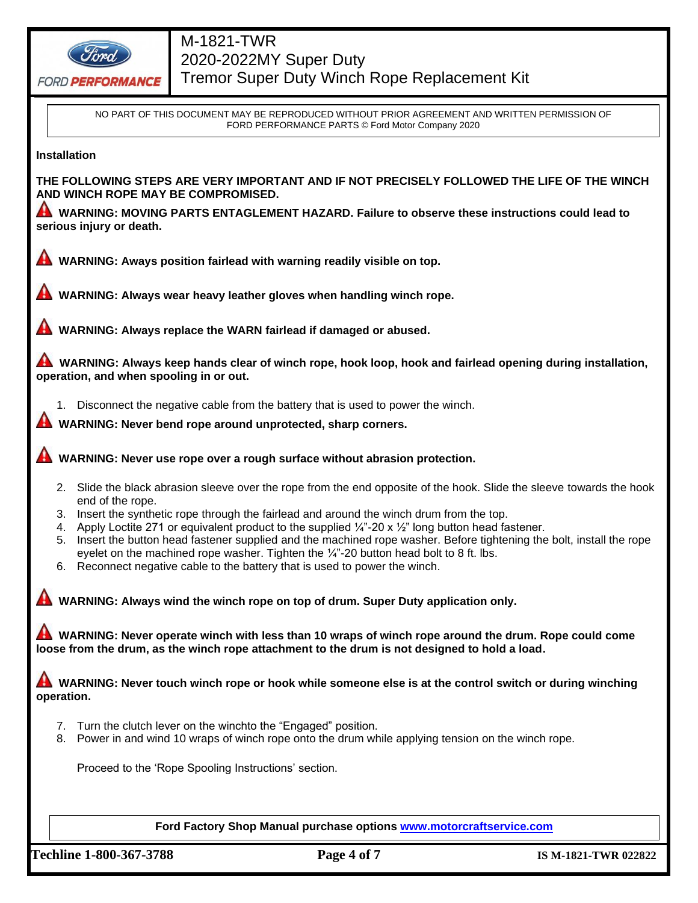# M-1821-TWR
## 2020-2022MY Super Duty
## Tremor Super Duty Winch Rope Replacement Kit

NO PART OF THIS DOCUMENT MAY BE REPRODUCED WITHOUT PRIOR AGREEMENT AND WRITTEN PERMISSION OF FORD PERFORMANCE PARTS © Ford Motor Company 2020

**Installation**

**THE FOLLOWING STEPS ARE VERY IMPORTANT AND IF NOT PRECISELY FOLLOWED THE LIFE OF THE WINCH AND WINCH ROPE MAY BE COMPROMISED.**

⚠ **WARNING: MOVING PARTS ENTAGLEMENT HAZARD. Failure to observe these instructions could lead to serious injury or death.**

⚠ **WARNING: Aways position fairlead with warning readily visible on top.**

⚠ **WARNING: Always wear heavy leather gloves when handling winch rope.**

⚠ **WARNING: Always replace the WARN fairlead if damaged or abused.**

⚠ **WARNING: Always keep hands clear of winch rope, hook loop, hook and fairlead opening during installation, operation, and when spooling in or out.**

1. Disconnect the negative cable from the battery that is used to power the winch.

⚠ **WARNING: Never bend rope around unprotected, sharp corners.**

⚠ **WARNING: Never use rope over a rough surface without abrasion protection.**

2. Slide the black abrasion sleeve over the rope from the end opposite of the hook. Slide the sleeve towards the hook end of the rope.
3. Insert the synthetic rope through the fairlead and around the winch drum from the top.
4. Apply Loctite 271 or equivalent product to the supplied ¼"-20 x ½" long button head fastener.
5. Insert the button head fastener supplied and the machined rope washer. Before tightening the bolt, install the rope eyelet on the machined rope washer. Tighten the ¼"-20 button head bolt to 8 ft. lbs.
6. Reconnect negative cable to the battery that is used to power the winch.

⚠ **WARNING: Always wind the winch rope on top of drum. Super Duty application only.**

⚠ **WARNING: Never operate winch with less than 10 wraps of winch rope around the drum. Rope could come loose from the drum, as the winch rope attachment to the drum is not designed to hold a load.**

⚠ **WARNING: Never touch winch rope or hook while someone else is at the control switch or during winching operation.**

7. Turn the clutch lever on the winchto the "Engaged" position.
8. Power in and wind 10 wraps of winch rope onto the drum while applying tension on the winch rope.

   Proceed to the 'Rope Spooling Instructions' section.

**Ford Factory Shop Manual purchase options [www.motorcraftservice.com](http://www.motorcraftservice.com)**

**Techline 1-800-367-3788** **IS M-1821-TWR 022822**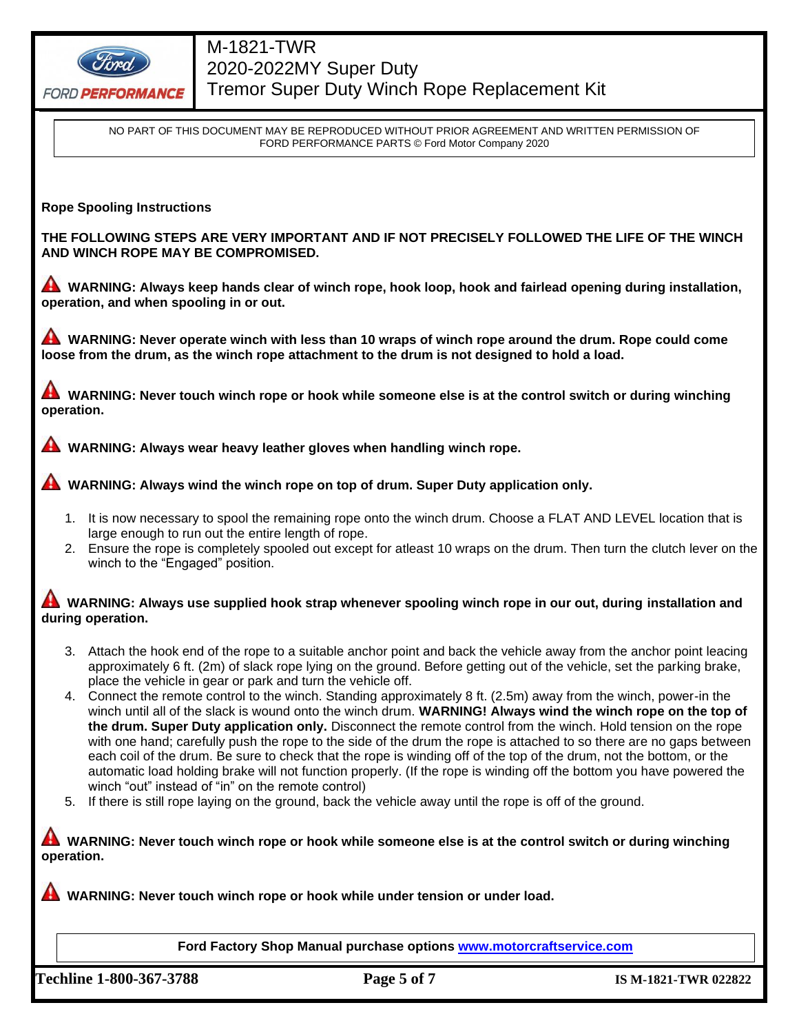NO PART OF THIS DOCUMENT MAY BE REPRODUCED WITHOUT PRIOR AGREEMENT AND WRITTEN PERMISSION OF FORD PERFORMANCE PARTS © Ford Motor Company 2020

**Rope Spooling Instructions**

**THE FOLLOWING STEPS ARE VERY IMPORTANT AND IF NOT PRECISELY FOLLOWED THE LIFE OF THE WINCH AND WINCH ROPE MAY BE COMPROMISED.**

⚠ **WARNING: Always keep hands clear of winch rope, hook loop, hook and fairlead opening during installation, operation, and when spooling in or out.**

⚠ **WARNING: Never operate winch with less than 10 wraps of winch rope around the drum. Rope could come loose from the drum, as the winch rope attachment to the drum is not designed to hold a load.**

⚠ **WARNING: Never touch winch rope or hook while someone else is at the control switch or during winching operation.**

⚠ **WARNING: Always wear heavy leather gloves when handling winch rope.**

⚠ **WARNING: Always wind the winch rope on top of drum. Super Duty application only.**

1. It is now necessary to spool the remaining rope onto the winch drum. Choose a FLAT AND LEVEL location that is large enough to run out the entire length of rope.
2. Ensure the rope is completely spooled out except for atleast 10 wraps on the drum. Then turn the clutch lever on the winch to the "Engaged" position.

⚠ **WARNING: Always use supplied hook strap whenever spooling winch rope in our out, during installation and during operation.**

3. Attach the hook end of the rope to a suitable anchor point and back the vehicle away from the anchor point leacing approximately 6 ft. (2m) of slack rope lying on the ground. Before getting out of the vehicle, set the parking brake, place the vehicle in gear or park and turn the vehicle off.
4. Connect the remote control to the winch. Standing approximately 8 ft. (2.5m) away from the winch, power-in the winch until all of the slack is wound onto the winch drum. **WARNING! Always wind the winch rope on the top of the drum. Super Duty application only.** Disconnect the remote control from the winch. Hold tension on the rope with one hand; carefully push the rope to the side of the drum the rope is attached to so there are no gaps between each coil of the drum. Be sure to check that the rope is winding off of the top of the drum, not the bottom, or the automatic load holding brake will not function properly. (If the rope is winding off the bottom you have powered the winch "out" instead of "in" on the remote control)
5. If there is still rope laying on the ground, back the vehicle away until the rope is off of the ground.

⚠ **WARNING: Never touch winch rope or hook while someone else is at the control switch or during winching operation.**

⚠ **WARNING: Never touch winch rope or hook while under tension or under load.**

**Ford Factory Shop Manual purchase options [www.motorcraftservice.com](www.motorcraftservice.com)**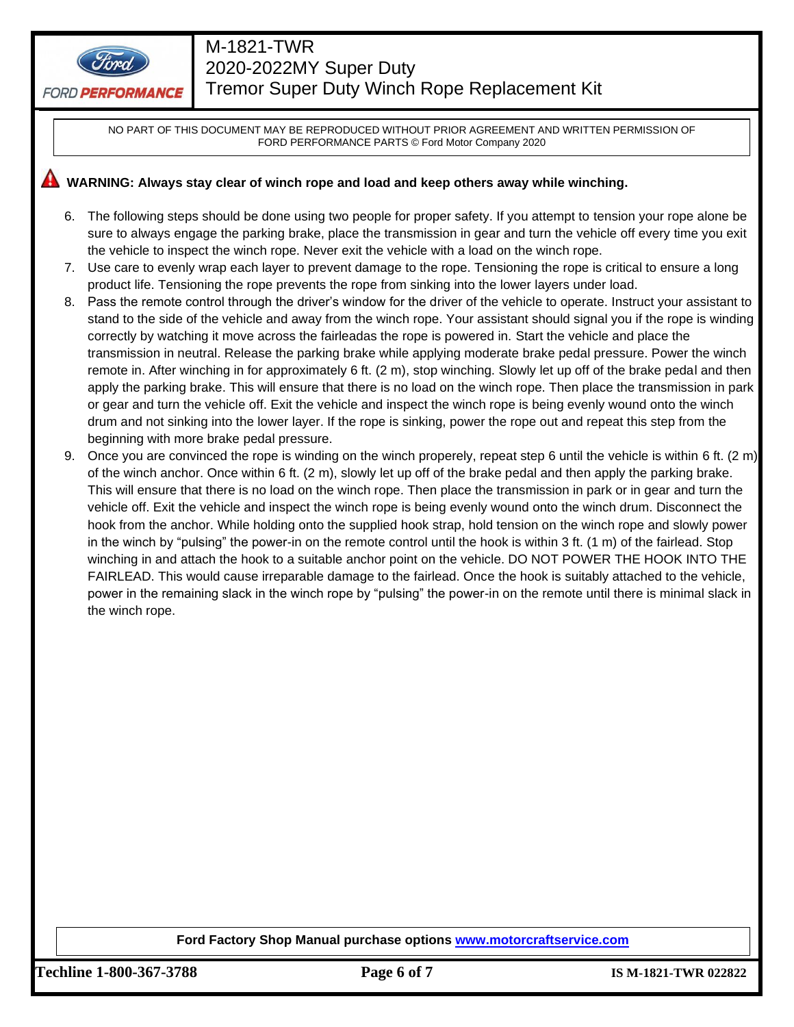NO PART OF THIS DOCUMENT MAY BE REPRODUCED WITHOUT PRIOR AGREEMENT AND WRITTEN PERMISSION OF FORD PERFORMANCE PARTS © Ford Motor Company 2020

**WARNING: Always stay clear of winch rope and load and keep others away while winching.**

6. The following steps should be done using two people for proper safety. If you attempt to tension your rope alone be sure to always engage the parking brake, place the transmission in gear and turn the vehicle off every time you exit the vehicle to inspect the winch rope. Never exit the vehicle with a load on the winch rope.
7. Use care to evenly wrap each layer to prevent damage to the rope. Tensioning the rope is critical to ensure a long product life. Tensioning the rope prevents the rope from sinking into the lower layers under load.
8. Pass the remote control through the driver's window for the driver of the vehicle to operate. Instruct your assistant to stand to the side of the vehicle and away from the winch rope. Your assistant should signal you if the rope is winding correctly by watching it move across the fairleadas the rope is powered in. Start the vehicle and place the transmission in neutral. Release the parking brake while applying moderate brake pedal pressure. Power the winch remote in. After winching in for approximately 6 ft. (2 m), stop winching. Slowly let up off of the brake pedal and then apply the parking brake. This will ensure that there is no load on the winch rope. Then place the transmission in park or gear and turn the vehicle off. Exit the vehicle and inspect the winch rope is being evenly wound onto the winch drum and not sinking into the lower layer. If the rope is sinking, power the rope out and repeat this step from the beginning with more brake pedal pressure.
9. Once you are convinced the rope is winding on the winch properely, repeat step 6 until the vehicle is within 6 ft. (2 m) of the winch anchor. Once within 6 ft. (2 m), slowly let up off of the brake pedal and then apply the parking brake. This will ensure that there is no load on the winch rope. Then place the transmission in park or in gear and turn the vehicle off. Exit the vehicle and inspect the winch rope is being evenly wound onto the winch drum. Disconnect the hook from the anchor. While holding onto the supplied hook strap, hold tension on the winch rope and slowly power in the winch by "pulsing" the power-in on the remote control until the hook is within 3 ft. (1 m) of the fairlead. Stop winching in and attach the hook to a suitable anchor point on the vehicle. DO NOT POWER THE HOOK INTO THE FAIRLEAD. This would cause irreparable damage to the fairlead. Once the hook is suitably attached to the vehicle, power in the remaining slack in the winch rope by "pulsing" the power-in on the remote until there is minimal slack in the winch rope.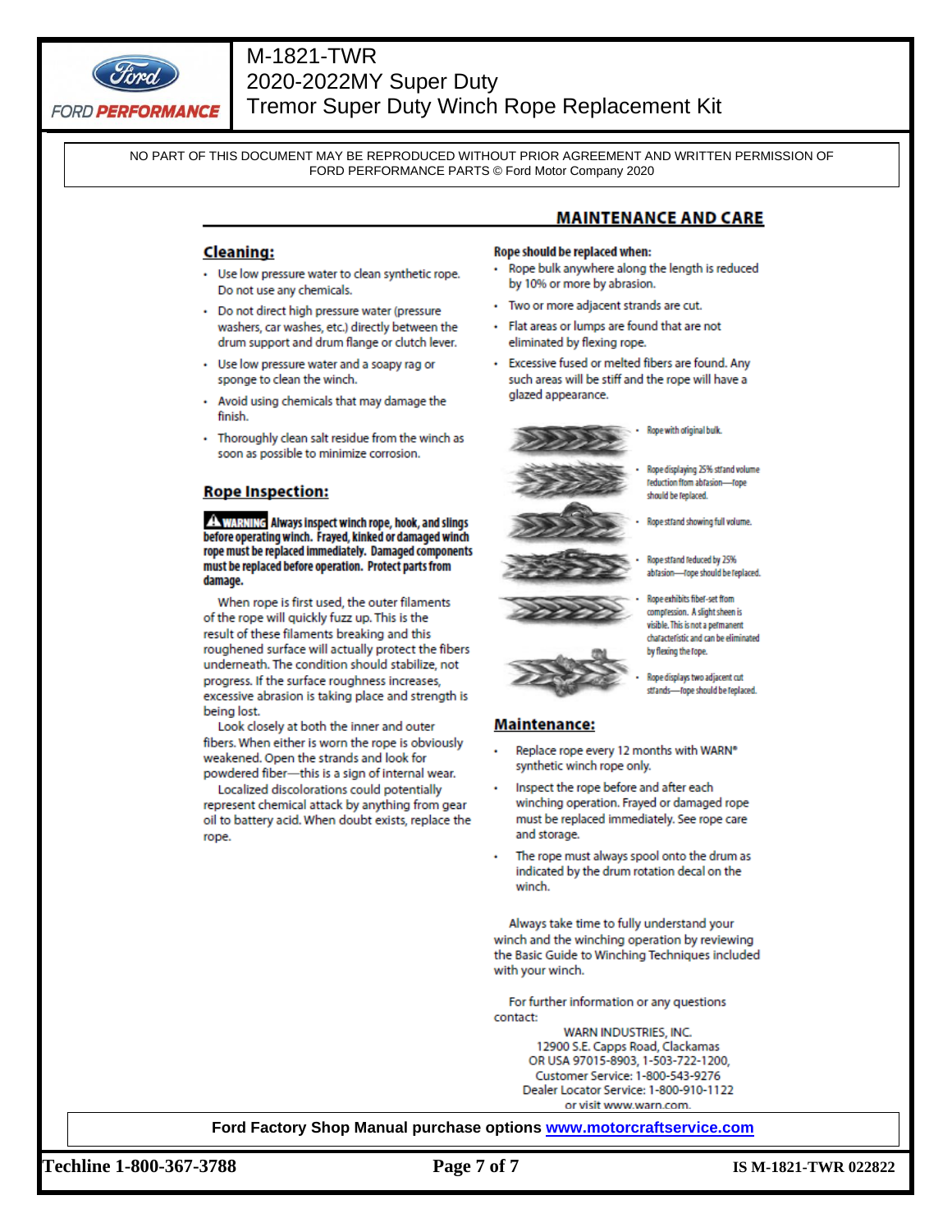NO PART OF THIS DOCUMENT MAY BE REPRODUCED WITHOUT PRIOR AGREEMENT AND WRITTEN PERMISSION OF FORD PERFORMANCE PARTS © Ford Motor Company 2020

## MAINTENANCE AND CARE

### Cleaning:

- Use low pressure water to clean synthetic rope. Do not use any chemicals.
- Do not direct high pressure water (pressure washers, car washes, etc.) directly between the drum support and drum flange or clutch lever.
- Use low pressure water and a soapy rag or sponge to clean the winch.
- Avoid using chemicals that may damage the finish.
- Thoroughly clean salt residue from the winch as soon as possible to minimize corrosion.

### Rope Inspection:

**WARNING Always inspect winch rope, hook, and slings before operating winch. Frayed, kinked or damaged winch rope must be replaced immediately. Damaged components must be replaced before operation. Protect parts from damage.**

When rope is first used, the outer filaments of the rope will quickly fuzz up. This is the result of these filaments breaking and this roughened surface will actually protect the fibers underneath. The condition should stabilize, not progress. If the surface roughness increases, excessive abrasion is taking place and strength is being lost.

Look closely at both the inner and outer fibers. When either is worn the rope is obviously weakened. Open the strands and look for powdered fiber—this is a sign of internal wear.

Localized discolorations could potentially represent chemical attack by anything from gear oil to battery acid. When doubt exists, replace the rope.

**Rope should be replaced when:**

- Rope bulk anywhere along the length is reduced by 10% or more by abrasion.
- Two or more adjacent strands are cut.
- Flat areas or lumps are found that are not eliminated by flexing rope.
- Excessive fused or melted fibers are found. Any such areas will be stiff and the rope will have a glazed appearance.

- Rope with original bulk.
- Rope displaying 25% strand volume reduction from abrasion—rope should be replaced.
- Rope strand showing full volume.
- Rope strand reduced by 25% abrasion—rope should be replaced.
- Rope exhibits fiber-set from compression. A slight sheen is visible. This is not a permanent characteristic and can be eliminated by flexing the rope.
- Rope displays two adjacent cut strands—rope should be replaced.

### Maintenance:

- Replace rope every 12 months with WARN® synthetic winch rope only.
- Inspect the rope before and after each winching operation. Frayed or damaged rope must be replaced immediately. See rope care and storage.
- The rope must always spool onto the drum as indicated by the drum rotation decal on the winch.

Always take time to fully understand your winch and the winching operation by reviewing the Basic Guide to Winching Techniques included with your winch.

For further information or any questions contact:

WARN INDUSTRIES, INC.
12900 S.E. Capps Road, Clackamas
OR USA 97015-8903, 1-503-722-1200,
Customer Service: 1-800-543-9276
Dealer Locator Service: 1-800-910-1122
or visit www.warn.com.

**Ford Factory Shop Manual purchase options [www.motorcraftservice.com](http://www.motorcraftservice.com)**